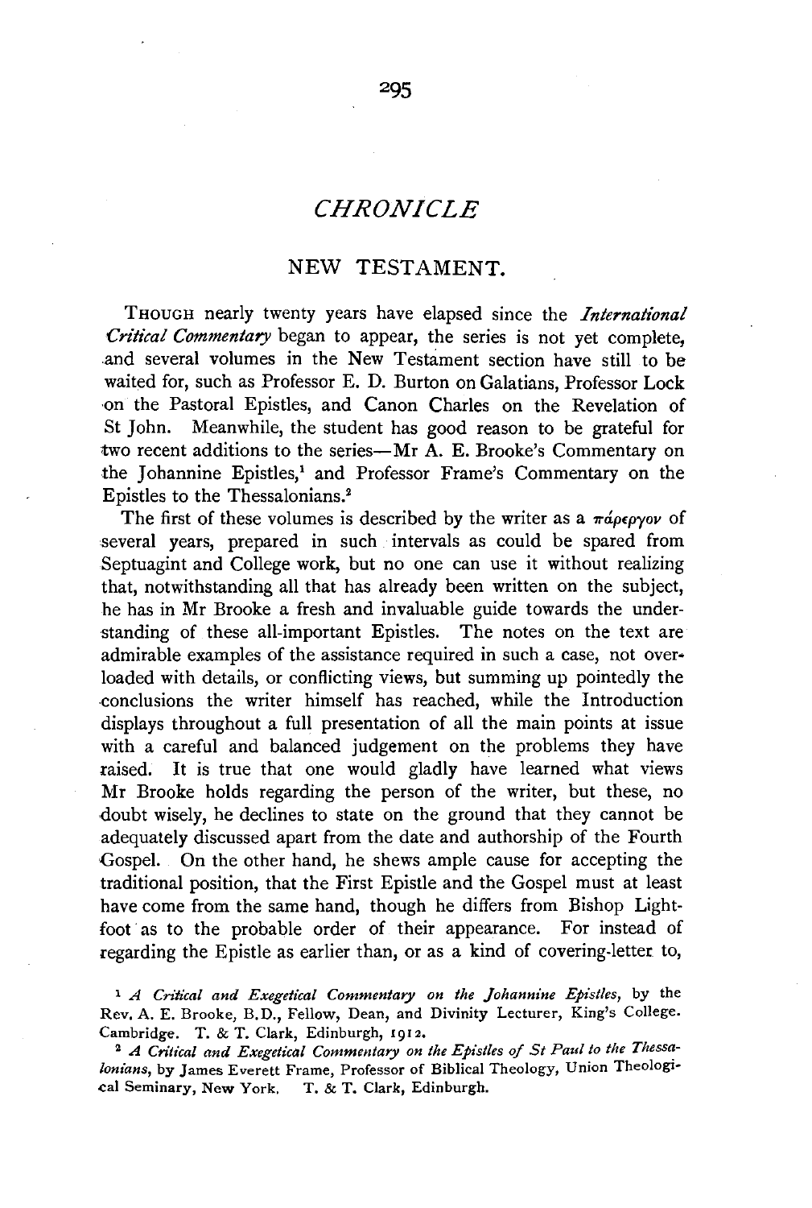# CHRONICLE

## NEW TESTAMENT.

THOUGH nearly twenty years have elapsed since the *International Critical Commentary* began to appear, the series is not yet complete, and several volumes in the New Testament section have still to be waited for, such as Professor E. D. Burton on Galatians, Professor Lock on the Pastoral Epistles, and Canon Charles on the Revelation of St John. Meanwhile, the student has good reason to be grateful for two recent additions to the series—Mr A. E. Brooke's Commentary on the Johannine Epistles,[1] and Professor Frame's Commentary on the Epistles to the Thessalonians.[2]

The first of these volumes is described by the writer as a πάρεργον of several years, prepared in such intervals as could be spared from Septuagint and College work, but no one can use it without realizing that, notwithstanding all that has already been written on the subject, he has in Mr Brooke a fresh and invaluable guide towards the understanding of these all-important Epistles. The notes on the text are admirable examples of the assistance required in such a case, not overloaded with details, or conflicting views, but summing up pointedly the conclusions the writer himself has reached, while the Introduction displays throughout a full presentation of all the main points at issue with a careful and balanced judgement on the problems they have raised. It is true that one would gladly have learned what views Mr Brooke holds regarding the person of the writer, but these, no doubt wisely, he declines to state on the ground that they cannot be adequately discussed apart from the date and authorship of the Fourth Gospel. On the other hand, he shews ample cause for accepting the traditional position, that the First Epistle and the Gospel must at least have come from the same hand, though he differs from Bishop Lightfoot as to the probable order of their appearance. For instead of regarding the Epistle as earlier than, or as a kind of covering-letter to,

[1] *A Critical and Exegetical Commentary on the Johannine Epistles*, by the Rev. A. E. Brooke, B.D., Fellow, Dean, and Divinity Lecturer, King's College. Cambridge. T. & T. Clark, Edinburgh, 1912.

[2] *A Critical and Exegetical Commentary on the Epistles of St Paul to the Thessalonians*, by James Everett Frame, Professor of Biblical Theology, Union Theological Seminary, New York. T. & T. Clark, Edinburgh.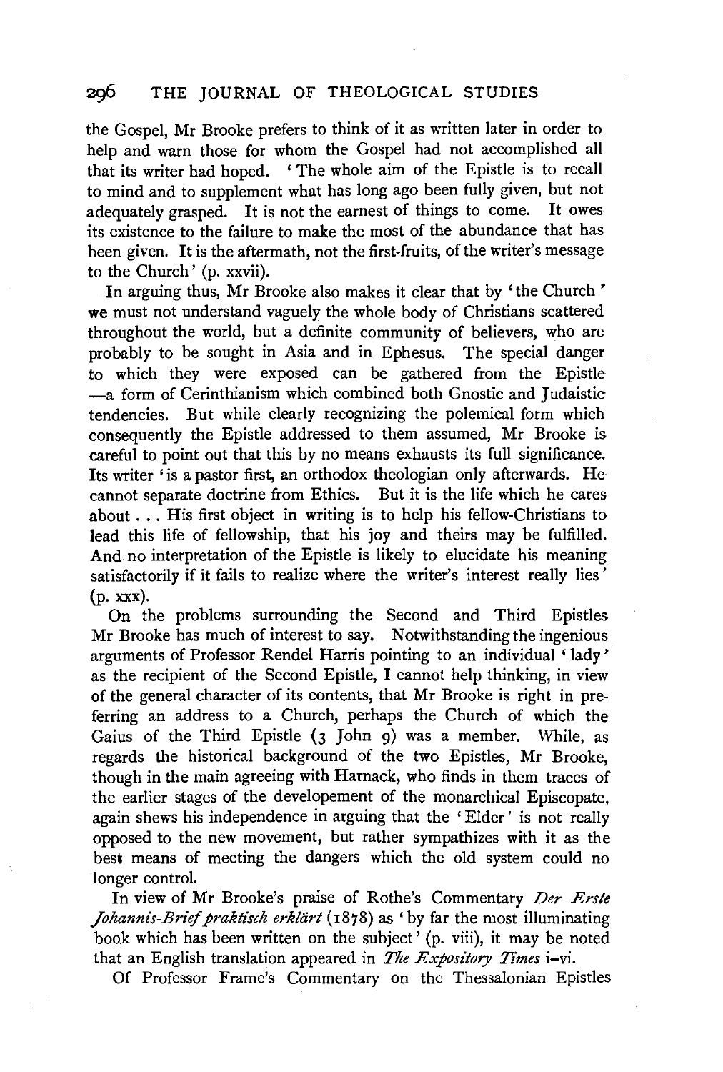the Gospel, Mr Brooke prefers to think of it as written later in order to help and warn those for whom the Gospel had not accomplished all that its writer had hoped. 'The whole aim of the Epistle is to recall to mind and to supplement what has long ago been fully given, but not adequately grasped. It is not the earnest of things to come. It owes its existence to the failure to make the most of the abundance that has been given. It is the aftermath, not the first-fruits, of the writer's message to the Church' (p. xxvii).

In arguing thus, Mr Brooke also makes it clear that by 'the Church' we must not understand vaguely the whole body of Christians scattered throughout the world, but a definite community of believers, who are probably to be sought in Asia and in Ephesus. The special danger to which they were exposed can be gathered from the Epistle —a form of Cerinthianism which combined both Gnostic and Judaistic tendencies. But while clearly recognizing the polemical form which consequently the Epistle addressed to them assumed, Mr Brooke is careful to point out that this by no means exhausts its full significance. Its writer 'is a pastor first, an orthodox theologian only afterwards. He cannot separate doctrine from Ethics. But it is the life which he cares about . . . His first object in writing is to help his fellow-Christians to lead this life of fellowship, that his joy and theirs may be fulfilled. And no interpretation of the Epistle is likely to elucidate his meaning satisfactorily if it fails to realize where the writer's interest really lies' (p. xxx).

On the problems surrounding the Second and Third Epistles Mr Brooke has much of interest to say. Notwithstanding the ingenious arguments of Professor Rendel Harris pointing to an individual 'lady' as the recipient of the Second Epistle, I cannot help thinking, in view of the general character of its contents, that Mr Brooke is right in preferring an address to a Church, perhaps the Church of which the Gaius of the Third Epistle (3 John 9) was a member. While, as regards the historical background of the two Epistles, Mr Brooke, though in the main agreeing with Harnack, who finds in them traces of the earlier stages of the developement of the monarchical Episcopate, again shews his independence in arguing that the 'Elder' is not really opposed to the new movement, but rather sympathizes with it as the best means of meeting the dangers which the old system could no longer control.

In view of Mr Brooke's praise of Rothe's Commentary *Der Erste Johannis-Brief praktisch erklärt* (1878) as 'by far the most illuminating book which has been written on the subject' (p. viii), it may be noted that an English translation appeared in *The Expository Times* i–vi.

Of Professor Frame's Commentary on the Thessalonian Epistles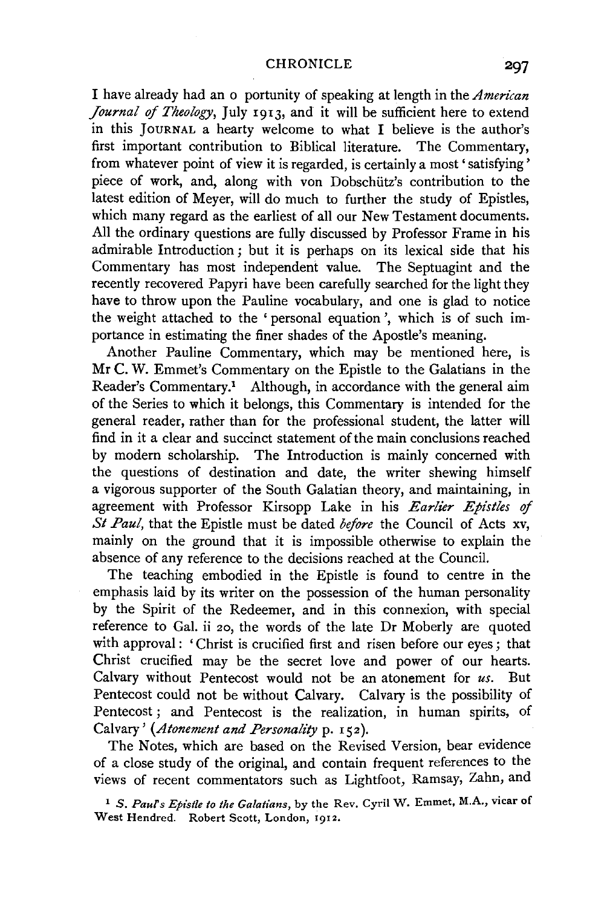I have already had an o portunity of speaking at length in the *American Journal of Theology*, July 1913, and it will be sufficient here to extend in this JOURNAL a hearty welcome to what I believe is the author's first important contribution to Biblical literature. The Commentary, from whatever point of view it is regarded, is certainly a most 'satisfying' piece of work, and, along with von Dobschütz's contribution to the latest edition of Meyer, will do much to further the study of Epistles, which many regard as the earliest of all our New Testament documents. All the ordinary questions are fully discussed by Professor Frame in his admirable Introduction; but it is perhaps on its lexical side that his Commentary has most independent value. The Septuagint and the recently recovered Papyri have been carefully searched for the light they have to throw upon the Pauline vocabulary, and one is glad to notice the weight attached to the 'personal equation', which is of such importance in estimating the finer shades of the Apostle's meaning.

Another Pauline Commentary, which may be mentioned here, is Mr C. W. Emmet's Commentary on the Epistle to the Galatians in the Reader's Commentary.[1] Although, in accordance with the general aim of the Series to which it belongs, this Commentary is intended for the general reader, rather than for the professional student, the latter will find in it a clear and succinct statement of the main conclusions reached by modern scholarship. The Introduction is mainly concerned with the questions of destination and date, the writer shewing himself a vigorous supporter of the South Galatian theory, and maintaining, in agreement with Professor Kirsopp Lake in his *Earlier Epistles of St Paul*, that the Epistle must be dated *before* the Council of Acts xv, mainly on the ground that it is impossible otherwise to explain the absence of any reference to the decisions reached at the Council.

The teaching embodied in the Epistle is found to centre in the emphasis laid by its writer on the possession of the human personality by the Spirit of the Redeemer, and in this connexion, with special reference to Gal. ii 20, the words of the late Dr Moberly are quoted with approval: 'Christ is crucified first and risen before our eyes; that Christ crucified may be the secret love and power of our hearts. Calvary without Pentecost would not be an atonement for *us*. But Pentecost could not be without Calvary. Calvary is the possibility of Pentecost; and Pentecost is the realization, in human spirits, of Calvary' (*Atonement and Personality* p. 152).

The Notes, which are based on the Revised Version, bear evidence of a close study of the original, and contain frequent references to the views of recent commentators such as Lightfoot, Ramsay, Zahn, and

[1] *S. Paul's Epistle to the Galatians*, by the Rev. Cyril W. Emmet, M.A., vicar of West Hendred. Robert Scott, London, 1912.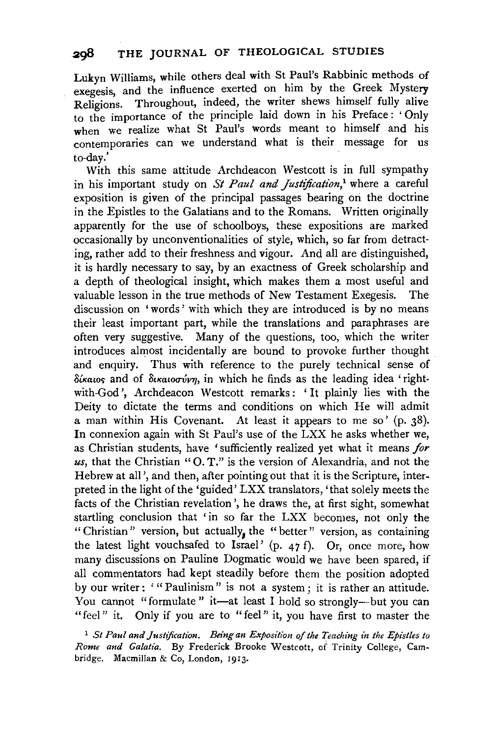Lukyn Williams, while others deal with St Paul's Rabbinic methods of exegesis, and the influence exerted on him by the Greek Mystery Religions. Throughout, indeed, the writer shews himself fully alive to the importance of the principle laid down in his Preface: 'Only when we realize what St Paul's words meant to himself and his contemporaries can we understand what is their message for us to-day.'

With this same attitude Archdeacon Westcott is in full sympathy in his important study on *St Paul and Justification*,[1] where a careful exposition is given of the principal passages bearing on the doctrine in the Epistles to the Galatians and to the Romans. Written originally apparently for the use of schoolboys, these expositions are marked occasionally by unconventionalities of style, which, so far from detracting, rather add to their freshness and vigour. And all are distinguished, it is hardly necessary to say, by an exactness of Greek scholarship and a depth of theological insight, which makes them a most useful and valuable lesson in the true methods of New Testament Exegesis. The discussion on 'words' with which they are introduced is by no means their least important part, while the translations and paraphrases are often very suggestive. Many of the questions, too, which the writer introduces almost incidentally are bound to provoke further thought and enquiry. Thus with reference to the purely technical sense of δίκαιος and of δικαιοσύνη, in which he finds as the leading idea 'right-with-God', Archdeacon Westcott remarks: 'It plainly lies with the Deity to dictate the terms and conditions on which He will admit a man within His Covenant. At least it appears to me so' (p. 38). In connexion again with St Paul's use of the LXX he asks whether we, as Christian students, have 'sufficiently realized yet what it means *for us*, that the Christian "O. T." is the version of Alexandria, and not the Hebrew at all', and then, after pointing out that it is the Scripture, interpreted in the light of the 'guided' LXX translators, 'that solely meets the facts of the Christian revelation', he draws the, at first sight, somewhat startling conclusion that 'in so far the LXX becomes, not only the "Christian" version, but actually, the "better" version, as containing the latest light vouchsafed to Israel' (p. 47 f). Or, once more, how many discussions on Pauline Dogmatic would we have been spared, if all commentators had kept steadily before them the position adopted by our writer: '"Paulinism" is not a system; it is rather an attitude. You cannot "formulate" it—at least I hold so strongly—but you can "feel" it. Only if you are to "feel" it, you have first to master the

[1] *St Paul and Justification. Being an Exposition of the Teaching in the Epistles to Rome and Galatia.* By Frederick Brooke Westcott, of Trinity College, Cambridge. Macmillan & Co, London, 1913.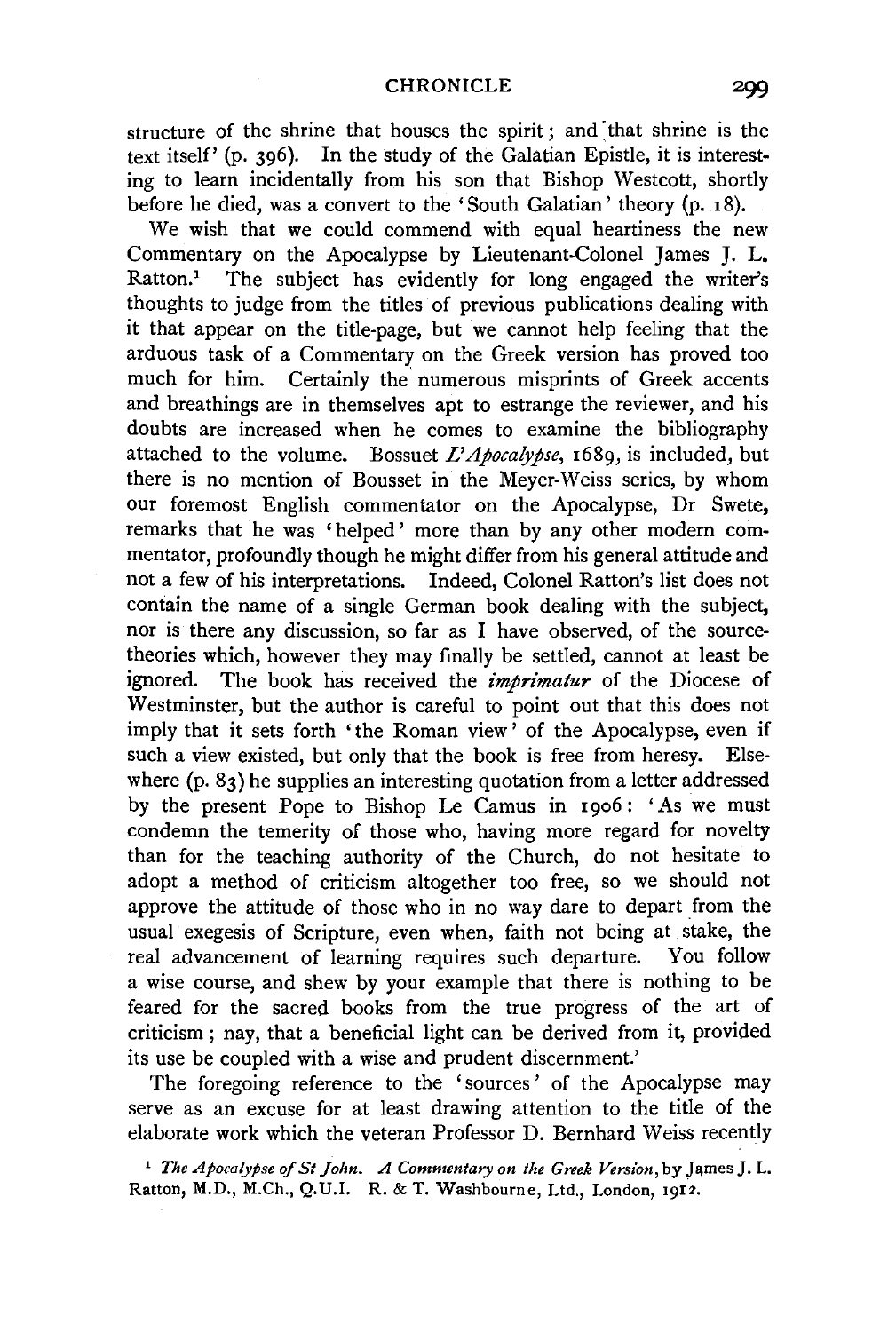structure of the shrine that houses the spirit; and that shrine is the text itself' (p. 396). In the study of the Galatian Epistle, it is interesting to learn incidentally from his son that Bishop Westcott, shortly before he died, was a convert to the 'South Galatian' theory (p. 18).

We wish that we could commend with equal heartiness the new Commentary on the Apocalypse by Lieutenant-Colonel James J. L. Ratton.[1] The subject has evidently for long engaged the writer's thoughts to judge from the titles of previous publications dealing with it that appear on the title-page, but we cannot help feeling that the arduous task of a Commentary on the Greek version has proved too much for him. Certainly the numerous misprints of Greek accents and breathings are in themselves apt to estrange the reviewer, and his doubts are increased when he comes to examine the bibliography attached to the volume. Bossuet *L'Apocalypse*, 1689, is included, but there is no mention of Bousset in the Meyer-Weiss series, by whom our foremost English commentator on the Apocalypse, Dr Swete, remarks that he was 'helped' more than by any other modern commentator, profoundly though he might differ from his general attitude and not a few of his interpretations. Indeed, Colonel Ratton's list does not contain the name of a single German book dealing with the subject, nor is there any discussion, so far as I have observed, of the source-theories which, however they may finally be settled, cannot at least be ignored. The book has received the ***imprimatur*** of the Diocese of Westminster, but the author is careful to point out that this does not imply that it sets forth 'the Roman view' of the Apocalypse, even if such a view existed, but only that the book is free from heresy. Elsewhere (p. 83) he supplies an interesting quotation from a letter addressed by the present Pope to Bishop Le Camus in 1906: 'As we must condemn the temerity of those who, having more regard for novelty than for the teaching authority of the Church, do not hesitate to adopt a method of criticism altogether too free, so we should not approve the attitude of those who in no way dare to depart from the usual exegesis of Scripture, even when, faith not being at stake, the real advancement of learning requires such departure. You follow a wise course, and shew by your example that there is nothing to be feared for the sacred books from the true progress of the art of criticism; nay, that a beneficial light can be derived from it, provided its use be coupled with a wise and prudent discernment.'

The foregoing reference to the 'sources' of the Apocalypse may serve as an excuse for at least drawing attention to the title of the elaborate work which the veteran Professor D. Bernhard Weiss recently

[1] *The Apocalypse of St John. A Commentary on the Greek Version*, by James J. L. Ratton, M.D., M.Ch., Q.U.I. R. & T. Washbourne, Ltd., London, 1912.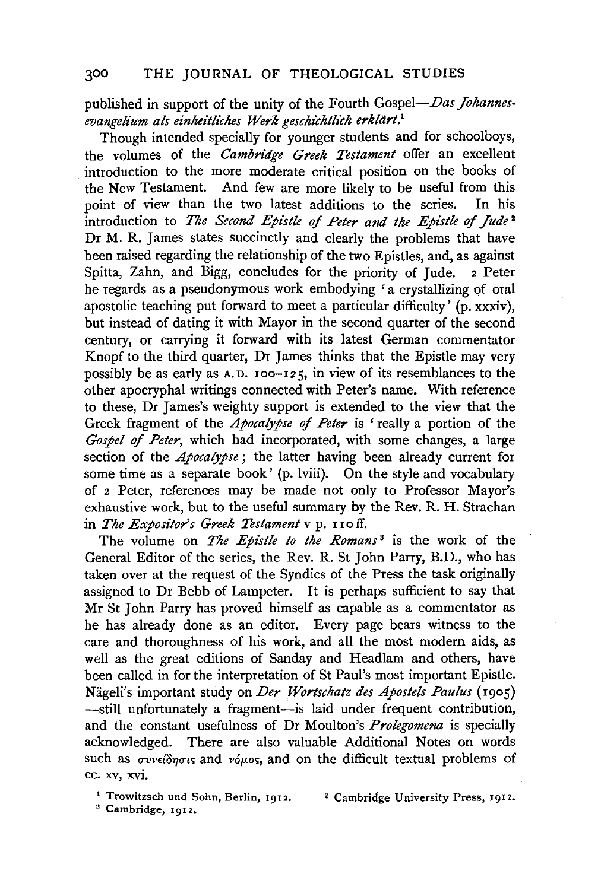published in support of the unity of the Fourth Gospel—*Das Johannes-evangelium als einheitliches Werk geschichtlich erklärt*.[1]

Though intended specially for younger students and for schoolboys, the volumes of the *Cambridge Greek Testament* offer an excellent introduction to the more moderate critical position on the books of the New Testament. And few are more likely to be useful from this point of view than the two latest additions to the series. In his introduction to *The Second Epistle of Peter and the Epistle of Jude*[2] Dr M. R. James states succinctly and clearly the problems that have been raised regarding the relationship of the two Epistles, and, as against Spitta, Zahn, and Bigg, concludes for the priority of Jude. 2 Peter he regards as a pseudonymous work embodying 'a crystallizing of oral apostolic teaching put forward to meet a particular difficulty' (p. xxxiv), but instead of dating it with Mayor in the second quarter of the second century, or carrying it forward with its latest German commentator Knopf to the third quarter, Dr James thinks that the Epistle may very possibly be as early as A.D. 100–125, in view of its resemblances to the other apocryphal writings connected with Peter's name. With reference to these, Dr James's weighty support is extended to the view that the Greek fragment of the *Apocalypse of Peter* is 'really a portion of the *Gospel of Peter*, which had incorporated, with some changes, a large section of the *Apocalypse*; the latter having been already current for some time as a separate book' (p. lviii). On the style and vocabulary of 2 Peter, references may be made not only to Professor Mayor's exhaustive work, but to the useful summary by the Rev. R. H. Strachan in *The Expositor's Greek Testament* v p. 110 ff.

The volume on *The Epistle to the Romans*[3] is the work of the General Editor of the series, the Rev. R. St John Parry, B.D., who has taken over at the request of the Syndics of the Press the task originally assigned to Dr Bebb of Lampeter. It is perhaps sufficient to say that Mr St John Parry has proved himself as capable as a commentator as he has already done as an editor. Every page bears witness to the care and thoroughness of his work, and all the most modern aids, as well as the great editions of Sanday and Headlam and others, have been called in for the interpretation of St Paul's most important Epistle. Nägeli's important study on *Der Wortschatz des Apostels Paulus* (1905) —still unfortunately a fragment—is laid under frequent contribution, and the constant usefulness of Dr Moulton's *Prolegomena* is specially acknowledged. There are also valuable Additional Notes on words such as συνείδησις and νόμος, and on the difficult textual problems of cc. xv, xvi.

[1] Trowitzsch und Sohn, Berlin, 1912.
[2] Cambridge University Press, 1912.
[3] Cambridge, 1912.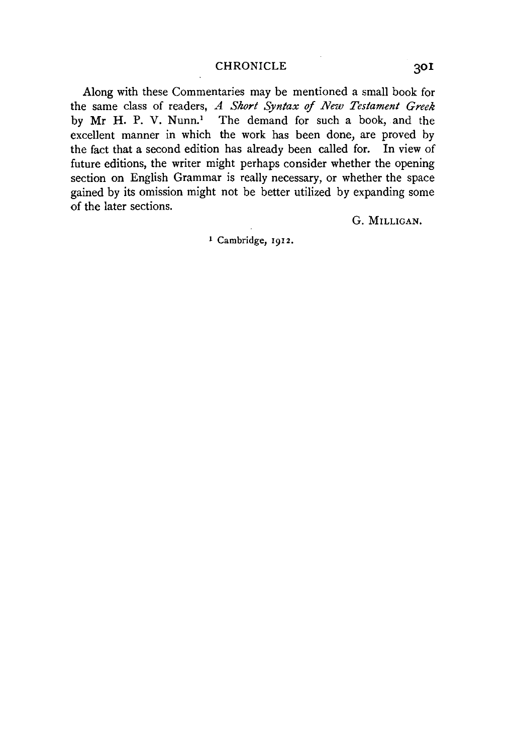Along with these Commentaries may be mentioned a small book for the same class of readers, *A Short Syntax of New Testament Greek* by Mr H. P. V. Nunn.[1] The demand for such a book, and the excellent manner in which the work has been done, are proved by the fact that a second edition has already been called for. In view of future editions, the writer might perhaps consider whether the opening section on English Grammar is really necessary, or whether the space gained by its omission might not be better utilized by expanding some of the later sections.

G. MILLIGAN.

[1] Cambridge, 1912.